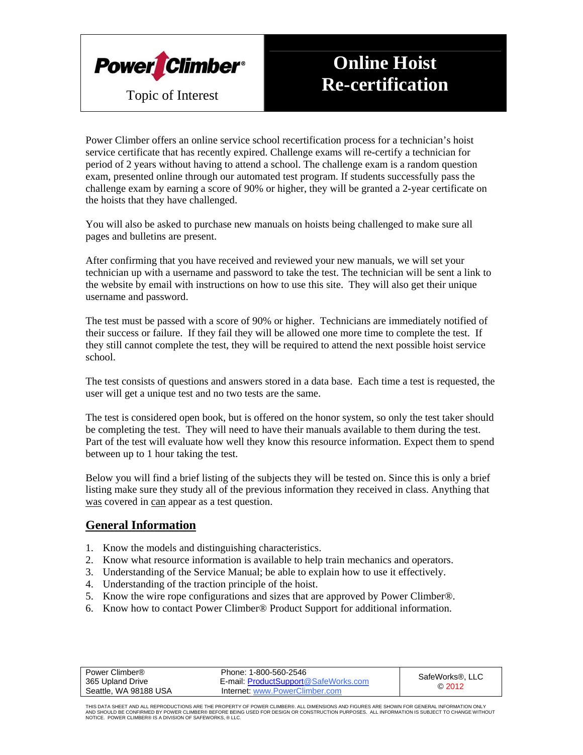Power Climber®

Topic of Interest

# Online Hoist Re-certification

Power Climber offers an online service school recertification process for a technician's hoist service certificate that has recently expired. Challenge exams will re-certify a technician for period of 2 years without having to attend a school. The challenge exam is a random question exam, presented online through our automated test program. If students successfully pass the challenge exam by earning a score of 90% or higher, they will be granted a 2-year certificate on the hoists that they have challenged.

You will also be asked to purchase new manuals on hoists being challenged to make sure all pages and bulletins are present.

After confirming that you have received and reviewed your new manuals, we will set your technician up with a username and password to take the test. The technician will be sent a link to the website by email with instructions on how to use this site. They will also get their unique username and password.

The test must be passed with a score of 90% or higher. Technicians are immediately notified of their success or failure. If they fail they will be allowed one more time to complete the test. If they still cannot complete the test, they will be required to attend the next possible hoist service school.

The test consists of questions and answers stored in a data base. Each time a test is requested, the user will get a unique test and no two tests are the same.

The test is considered open book, but is offered on the honor system, so only the test taker should be completing the test. They will need to have their manuals available to them during the test. Part of the test will evaluate how well they know this resource information. Expect them to spend between up to 1 hour taking the test.

Below you will find a brief listing of the subjects they will be tested on. Since this is only a brief listing make sure they study all of the previous information they received in class. Anything that was covered in can appear as a test question.

## General Information

1. Know the models and distinguishing characteristics.
2. Know what resource information is available to help train mechanics and operators.
3. Understanding of the Service Manual; be able to explain how to use it effectively.
4. Understanding of the traction principle of the hoist.
5. Know the wire rope configurations and sizes that are approved by Power Climber®.
6. Know how to contact Power Climber® Product Support for additional information.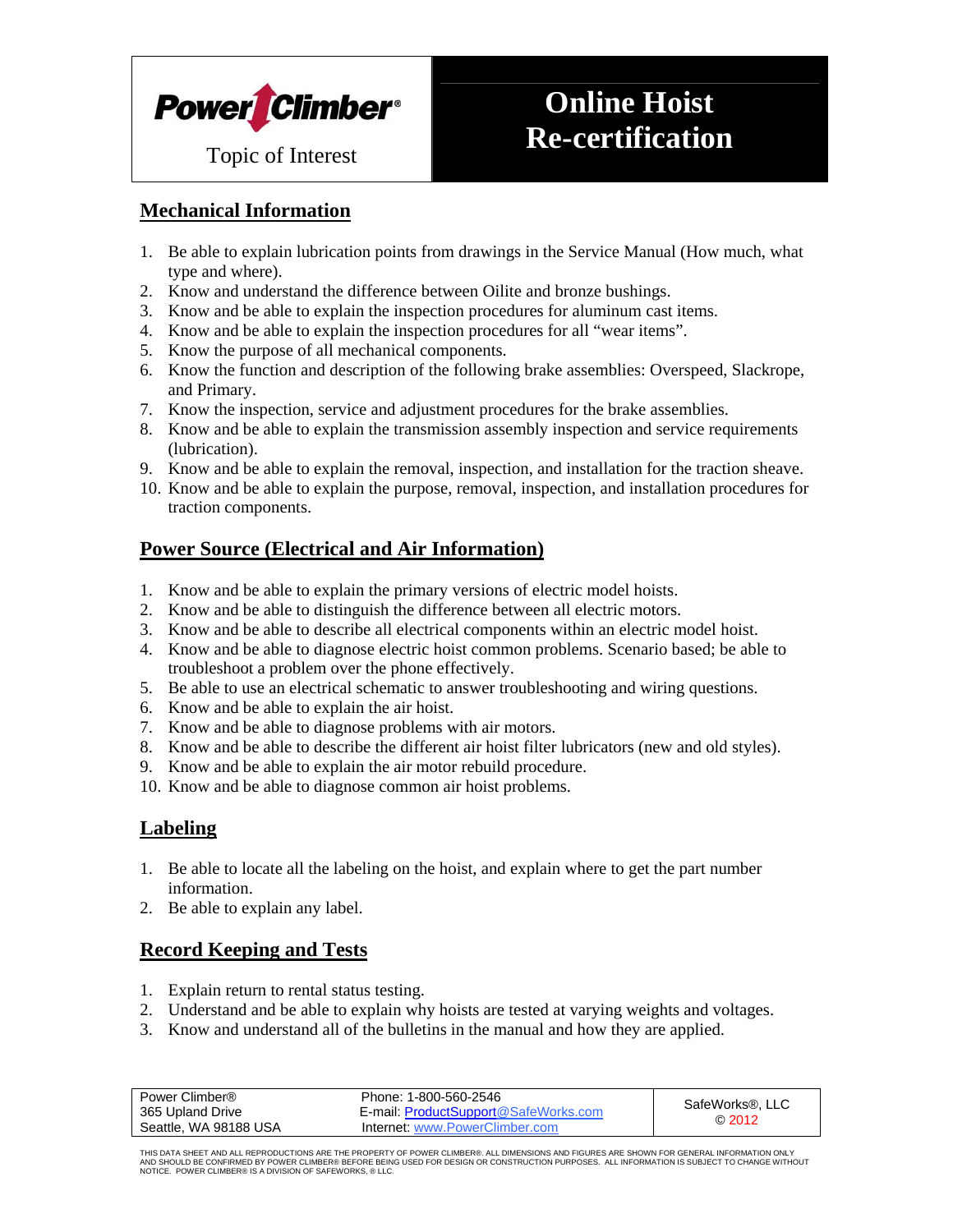Power Climber®

Topic of Interest

# Online Hoist Re-certification

## Mechanical Information

1. Be able to explain lubrication points from drawings in the Service Manual (How much, what type and where).
2. Know and understand the difference between Oilite and bronze bushings.
3. Know and be able to explain the inspection procedures for aluminum cast items.
4. Know and be able to explain the inspection procedures for all "wear items".
5. Know the purpose of all mechanical components.
6. Know the function and description of the following brake assemblies: Overspeed, Slackrope, and Primary.
7. Know the inspection, service and adjustment procedures for the brake assemblies.
8. Know and be able to explain the transmission assembly inspection and service requirements (lubrication).
9. Know and be able to explain the removal, inspection, and installation for the traction sheave.
10. Know and be able to explain the purpose, removal, inspection, and installation procedures for traction components.

## Power Source (Electrical and Air Information)

1. Know and be able to explain the primary versions of electric model hoists.
2. Know and be able to distinguish the difference between all electric motors.
3. Know and be able to describe all electrical components within an electric model hoist.
4. Know and be able to diagnose electric hoist common problems. Scenario based; be able to troubleshoot a problem over the phone effectively.
5. Be able to use an electrical schematic to answer troubleshooting and wiring questions.
6. Know and be able to explain the air hoist.
7. Know and be able to diagnose problems with air motors.
8. Know and be able to describe the different air hoist filter lubricators (new and old styles).
9. Know and be able to explain the air motor rebuild procedure.
10. Know and be able to diagnose common air hoist problems.

## Labeling

1. Be able to locate all the labeling on the hoist, and explain where to get the part number information.
2. Be able to explain any label.

## Record Keeping and Tests

1. Explain return to rental status testing.
2. Understand and be able to explain why hoists are tested at varying weights and voltages.
3. Know and understand all of the bulletins in the manual and how they are applied.

| | | |
|---|---|---|
| Power Climber®<br>365 Upland Drive<br>Seattle, WA 98188 USA | Phone: 1-800-560-2546<br>E-mail: ProductSupport@SafeWorks.com<br>Internet: www.PowerClimber.com | SafeWorks®, LLC<br>© 2012 |

THIS DATA SHEET AND ALL REPRODUCTIONS ARE THE PROPERTY OF POWER CLIMBER®. ALL DIMENSIONS AND FIGURES ARE SHOWN FOR GENERAL INFORMATION ONLY AND SHOULD BE CONFIRMED BY POWER CLIMBER® BEFORE BEING USED FOR DESIGN OR CONSTRUCTION PURPOSES. ALL INFORMATION IS SUBJECT TO CHANGE WITHOUT NOTICE. POWER CLIMBER® IS A DIVISION OF SAFEWORKS, ® LLC.